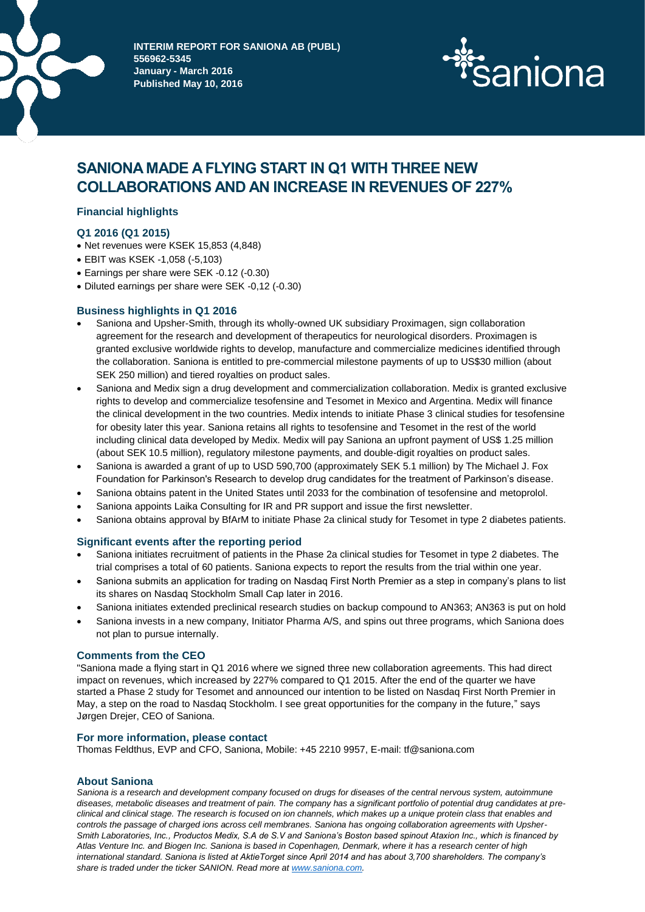**INTERIM REPORT FOR SANIONA AB (PUBL)**
**556962-5345**
**January - March 2016**
**Published May 10, 2016**

# SANIONA MADE A FLYING START IN Q1 WITH THREE NEW COLLABORATIONS AND AN INCREASE IN REVENUES OF 227%

## Financial highlights

### Q1 2016 (Q1 2015)

- Net revenues were KSEK 15,853 (4,848)
- EBIT was KSEK -1,058 (-5,103)
- Earnings per share were SEK -0.12 (-0.30)
- Diluted earnings per share were SEK -0,12 (-0.30)

## Business highlights in Q1 2016

- Saniona and Upsher-Smith, through its wholly-owned UK subsidiary Proximagen, sign collaboration agreement for the research and development of therapeutics for neurological disorders. Proximagen is granted exclusive worldwide rights to develop, manufacture and commercialize medicines identified through the collaboration. Saniona is entitled to pre-commercial milestone payments of up to US$30 million (about SEK 250 million) and tiered royalties on product sales.
- Saniona and Medix sign a drug development and commercialization collaboration. Medix is granted exclusive rights to develop and commercialize tesofensine and Tesomet in Mexico and Argentina. Medix will finance the clinical development in the two countries. Medix intends to initiate Phase 3 clinical studies for tesofensine for obesity later this year. Saniona retains all rights to tesofensine and Tesomet in the rest of the world including clinical data developed by Medix. Medix will pay Saniona an upfront payment of US$ 1.25 million (about SEK 10.5 million), regulatory milestone payments, and double-digit royalties on product sales.
- Saniona is awarded a grant of up to USD 590,700 (approximately SEK 5.1 million) by The Michael J. Fox Foundation for Parkinson's Research to develop drug candidates for the treatment of Parkinson's disease.
- Saniona obtains patent in the United States until 2033 for the combination of tesofensine and metoprolol.
- Saniona appoints Laika Consulting for IR and PR support and issue the first newsletter.
- Saniona obtains approval by BfArM to initiate Phase 2a clinical study for Tesomet in type 2 diabetes patients.

## Significant events after the reporting period

- Saniona initiates recruitment of patients in the Phase 2a clinical studies for Tesomet in type 2 diabetes. The trial comprises a total of 60 patients. Saniona expects to report the results from the trial within one year.
- Saniona submits an application for trading on Nasdaq First North Premier as a step in company's plans to list its shares on Nasdaq Stockholm Small Cap later in 2016.
- Saniona initiates extended preclinical research studies on backup compound to AN363; AN363 is put on hold
- Saniona invests in a new company, Initiator Pharma A/S, and spins out three programs, which Saniona does not plan to pursue internally.

## Comments from the CEO

"Saniona made a flying start in Q1 2016 where we signed three new collaboration agreements. This had direct impact on revenues, which increased by 227% compared to Q1 2015. After the end of the quarter we have started a Phase 2 study for Tesomet and announced our intention to be listed on Nasdaq First North Premier in May, a step on the road to Nasdaq Stockholm. I see great opportunities for the company in the future," says Jørgen Drejer, CEO of Saniona.

## For more information, please contact

Thomas Feldthus, EVP and CFO, Saniona, Mobile: +45 2210 9957, E-mail: tf@saniona.com

## About Saniona

*Saniona is a research and development company focused on drugs for diseases of the central nervous system, autoimmune diseases, metabolic diseases and treatment of pain. The company has a significant portfolio of potential drug candidates at pre-clinical and clinical stage. The research is focused on ion channels, which makes up a unique protein class that enables and controls the passage of charged ions across cell membranes. Saniona has ongoing collaboration agreements with Upsher-Smith Laboratories, Inc., Productos Medix, S.A de S.V and Saniona's Boston based spinout Ataxion Inc., which is financed by Atlas Venture Inc. and Biogen Inc. Saniona is based in Copenhagen, Denmark, where it has a research center of high international standard. Saniona is listed at AktieTorget since April 2014 and has about 3,700 shareholders. The company's share is traded under the ticker SANION. Read more at www.saniona.com.*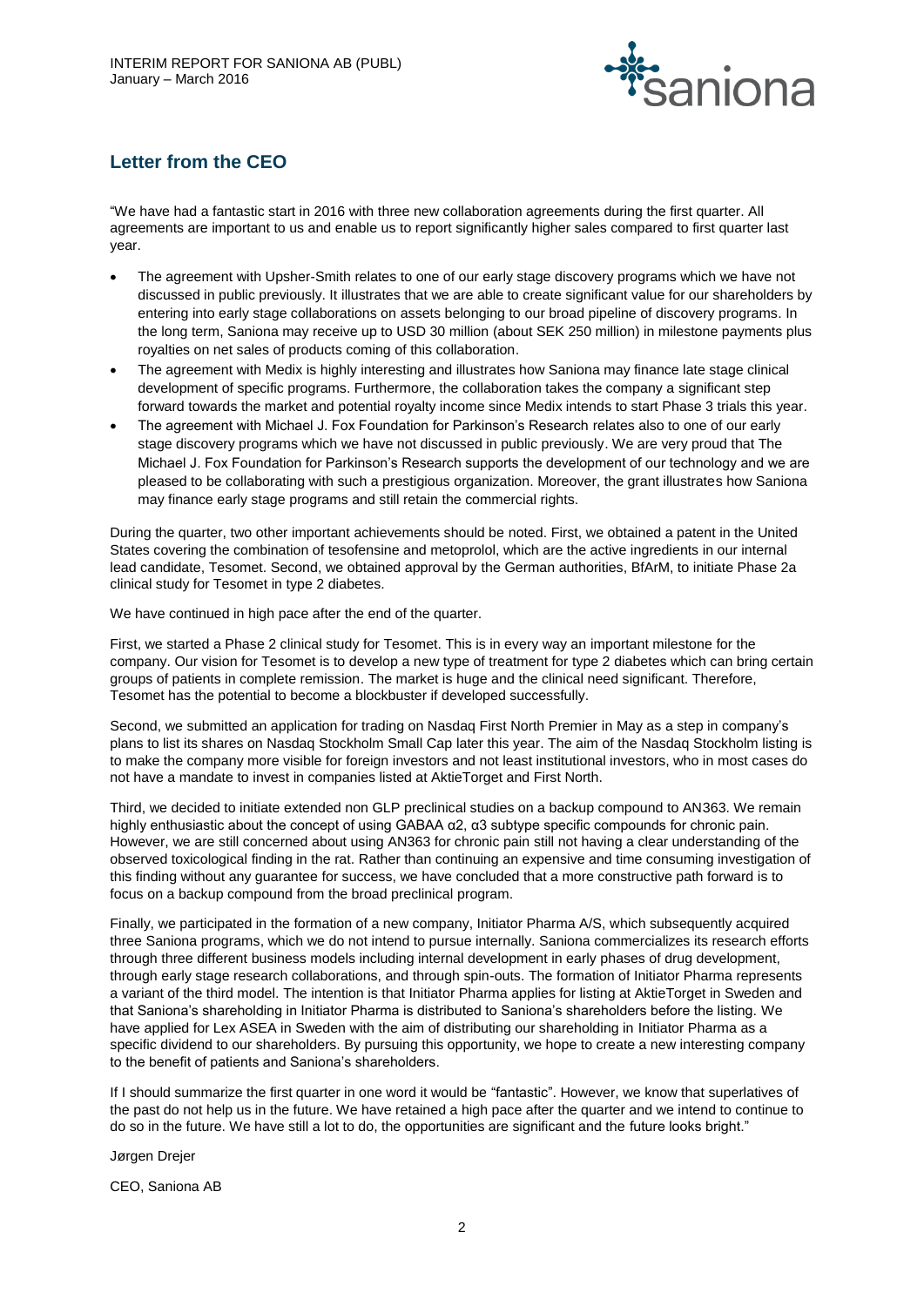## Letter from the CEO

"We have had a fantastic start in 2016 with three new collaboration agreements during the first quarter. All agreements are important to us and enable us to report significantly higher sales compared to first quarter last year.

- The agreement with Upsher-Smith relates to one of our early stage discovery programs which we have not discussed in public previously. It illustrates that we are able to create significant value for our shareholders by entering into early stage collaborations on assets belonging to our broad pipeline of discovery programs. In the long term, Saniona may receive up to USD 30 million (about SEK 250 million) in milestone payments plus royalties on net sales of products coming of this collaboration.
- The agreement with Medix is highly interesting and illustrates how Saniona may finance late stage clinical development of specific programs. Furthermore, the collaboration takes the company a significant step forward towards the market and potential royalty income since Medix intends to start Phase 3 trials this year.
- The agreement with Michael J. Fox Foundation for Parkinson's Research relates also to one of our early stage discovery programs which we have not discussed in public previously. We are very proud that The Michael J. Fox Foundation for Parkinson's Research supports the development of our technology and we are pleased to be collaborating with such a prestigious organization. Moreover, the grant illustrates how Saniona may finance early stage programs and still retain the commercial rights.

During the quarter, two other important achievements should be noted. First, we obtained a patent in the United States covering the combination of tesofensine and metoprolol, which are the active ingredients in our internal lead candidate, Tesomet. Second, we obtained approval by the German authorities, BfArM, to initiate Phase 2a clinical study for Tesomet in type 2 diabetes.

We have continued in high pace after the end of the quarter.

First, we started a Phase 2 clinical study for Tesomet. This is in every way an important milestone for the company. Our vision for Tesomet is to develop a new type of treatment for type 2 diabetes which can bring certain groups of patients in complete remission. The market is huge and the clinical need significant. Therefore, Tesomet has the potential to become a blockbuster if developed successfully.

Second, we submitted an application for trading on Nasdaq First North Premier in May as a step in company's plans to list its shares on Nasdaq Stockholm Small Cap later this year. The aim of the Nasdaq Stockholm listing is to make the company more visible for foreign investors and not least institutional investors, who in most cases do not have a mandate to invest in companies listed at AktieTorget and First North.

Third, we decided to initiate extended non GLP preclinical studies on a backup compound to AN363. We remain highly enthusiastic about the concept of using GABAA α2, α3 subtype specific compounds for chronic pain. However, we are still concerned about using AN363 for chronic pain still not having a clear understanding of the observed toxicological finding in the rat. Rather than continuing an expensive and time consuming investigation of this finding without any guarantee for success, we have concluded that a more constructive path forward is to focus on a backup compound from the broad preclinical program.

Finally, we participated in the formation of a new company, Initiator Pharma A/S, which subsequently acquired three Saniona programs, which we do not intend to pursue internally. Saniona commercializes its research efforts through three different business models including internal development in early phases of drug development, through early stage research collaborations, and through spin-outs. The formation of Initiator Pharma represents a variant of the third model. The intention is that Initiator Pharma applies for listing at AktieTorget in Sweden and that Saniona's shareholding in Initiator Pharma is distributed to Saniona's shareholders before the listing. We have applied for Lex ASEA in Sweden with the aim of distributing our shareholding in Initiator Pharma as a specific dividend to our shareholders. By pursuing this opportunity, we hope to create a new interesting company to the benefit of patients and Saniona's shareholders.

If I should summarize the first quarter in one word it would be "fantastic". However, we know that superlatives of the past do not help us in the future. We have retained a high pace after the quarter and we intend to continue to do so in the future. We have still a lot to do, the opportunities are significant and the future looks bright."

Jørgen Drejer

CEO, Saniona AB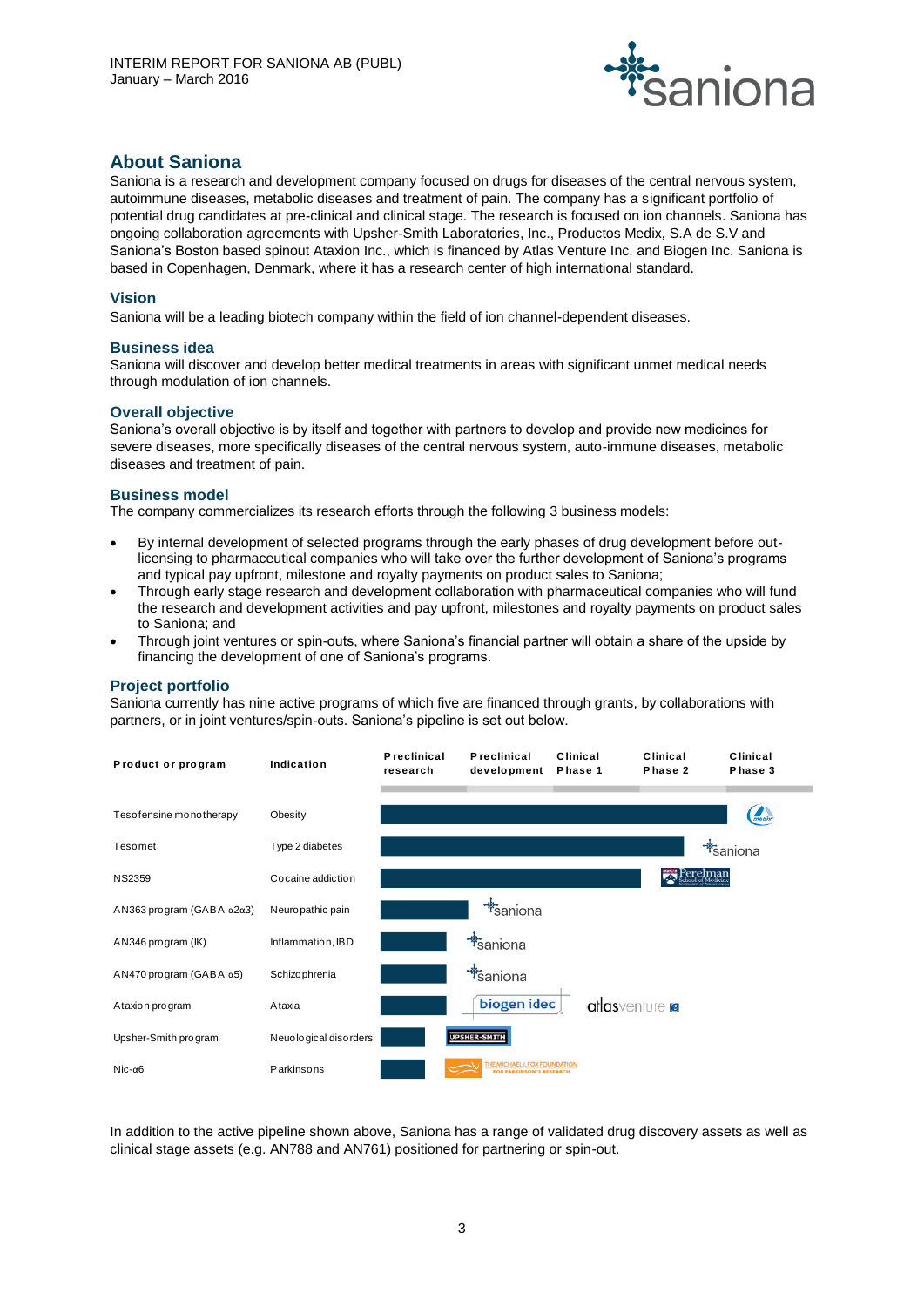## About Saniona

Saniona is a research and development company focused on drugs for diseases of the central nervous system, autoimmune diseases, metabolic diseases and treatment of pain. The company has a significant portfolio of potential drug candidates at pre-clinical and clinical stage. The research is focused on ion channels. Saniona has ongoing collaboration agreements with Upsher-Smith Laboratories, Inc., Productos Medix, S.A de S.V and Saniona's Boston based spinout Ataxion Inc., which is financed by Atlas Venture Inc. and Biogen Inc. Saniona is based in Copenhagen, Denmark, where it has a research center of high international standard.

### Vision

Saniona will be a leading biotech company within the field of ion channel-dependent diseases.

### Business idea

Saniona will discover and develop better medical treatments in areas with significant unmet medical needs through modulation of ion channels.

### Overall objective

Saniona's overall objective is by itself and together with partners to develop and provide new medicines for severe diseases, more specifically diseases of the central nervous system, auto-immune diseases, metabolic diseases and treatment of pain.

### Business model

The company commercializes its research efforts through the following 3 business models:

- By internal development of selected programs through the early phases of drug development before out-licensing to pharmaceutical companies who will take over the further development of Saniona's programs and typical pay upfront, milestone and royalty payments on product sales to Saniona;
- Through early stage research and development collaboration with pharmaceutical companies who will fund the research and development activities and pay upfront, milestones and royalty payments on product sales to Saniona; and
- Through joint ventures or spin-outs, where Saniona's financial partner will obtain a share of the upside by financing the development of one of Saniona's programs.

### Project portfolio

Saniona currently has nine active programs of which five are financed through grants, by collaborations with partners, or in joint ventures/spin-outs. Saniona's pipeline is set out below.

| Product or program | Indication | Preclinical research | Preclinical development | Clinical Phase 1 | Clinical Phase 2 | Clinical Phase 3 | Partner |
|---|---|---|---|---|---|---|---|
| Tesofensine monotherapy | Obesity | ■ | ■ | ■ | ■ | ■ | Medix |
| Tesomet | Type 2 diabetes | ■ | ■ | ■ | ■ | | Saniona |
| NS2359 | Cocaine addiction | ■ | ■ | ■ | ■ | | Perelman School of Medicine |
| AN363 program (GABA α2α3) | Neuropathic pain | ■ | | | | | Saniona |
| AN346 program (IK) | Inflammation, IBD | ■ | | | | | Saniona |
| AN470 program (GABA α5) | Schizophrenia | ■ | | | | | Saniona |
| Ataxion program | Ataxia | ■ | | | | | biogen idec, atlasventure |
| Upsher-Smith program | Neuological disorders | ■ | | | | | Upsher-Smith |
| Nic-α6 | Parkinsons | ■ | | | | | The Michael J. Fox Foundation for Parkinson's Research |

In addition to the active pipeline shown above, Saniona has a range of validated drug discovery assets as well as clinical stage assets (e.g. AN788 and AN761) positioned for partnering or spin-out.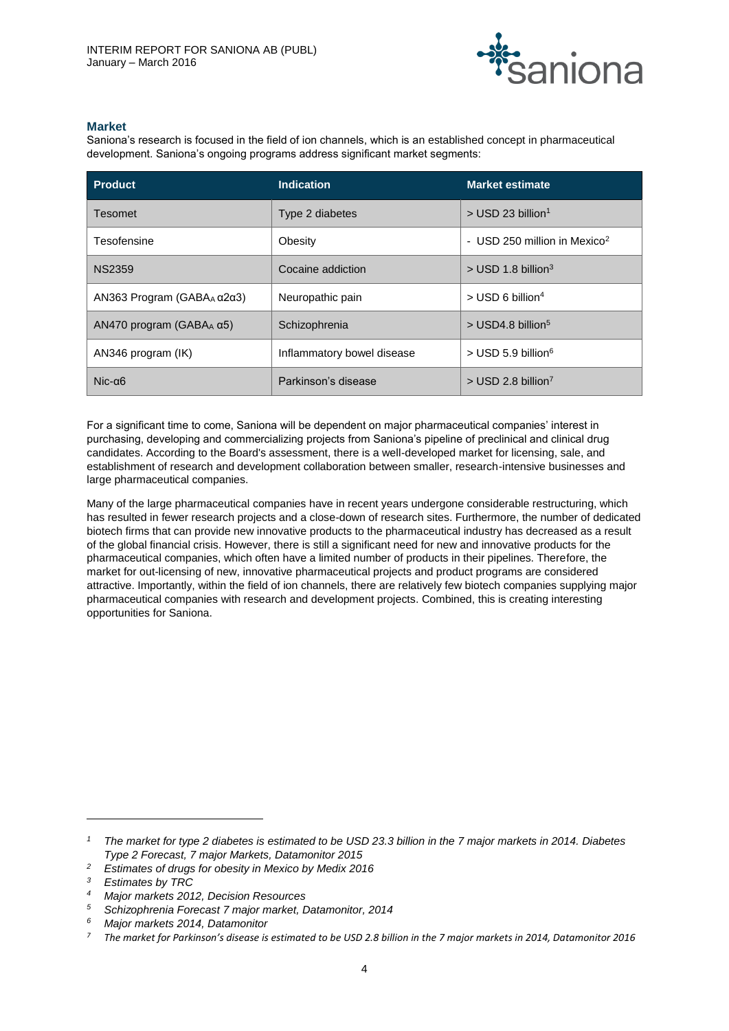## Market

Saniona's research is focused in the field of ion channels, which is an established concept in pharmaceutical development. Saniona's ongoing programs address significant market segments:

| Product | Indication | Market estimate |
|---|---|---|
| Tesomet | Type 2 diabetes | > USD 23 billion[1] |
| Tesofensine | Obesity | - USD 250 million in Mexico[2] |
| NS2359 | Cocaine addiction | > USD 1.8 billion[3] |
| AN363 Program (GABA$_A$ α2α3) | Neuropathic pain | > USD 6 billion[4] |
| AN470 program (GABA$_A$ α5) | Schizophrenia | > USD4.8 billion[5] |
| AN346 program (IK) | Inflammatory bowel disease | > USD 5.9 billion[6] |
| Nic-α6 | Parkinson's disease | > USD 2.8 billion[7] |

For a significant time to come, Saniona will be dependent on major pharmaceutical companies' interest in purchasing, developing and commercializing projects from Saniona's pipeline of preclinical and clinical drug candidates. According to the Board's assessment, there is a well-developed market for licensing, sale, and establishment of research and development collaboration between smaller, research-intensive businesses and large pharmaceutical companies.

Many of the large pharmaceutical companies have in recent years undergone considerable restructuring, which has resulted in fewer research projects and a close-down of research sites. Furthermore, the number of dedicated biotech firms that can provide new innovative products to the pharmaceutical industry has decreased as a result of the global financial crisis. However, there is still a significant need for new and innovative products for the pharmaceutical companies, which often have a limited number of products in their pipelines. Therefore, the market for out-licensing of new, innovative pharmaceutical projects and product programs are considered attractive. Importantly, within the field of ion channels, there are relatively few biotech companies supplying major pharmaceutical companies with research and development projects. Combined, this is creating interesting opportunities for Saniona.

---

[1] *The market for type 2 diabetes is estimated to be USD 23.3 billion in the 7 major markets in 2014. Diabetes Type 2 Forecast, 7 major Markets, Datamonitor 2015*

[2] *Estimates of drugs for obesity in Mexico by Medix 2016*

[3] *Estimates by TRC*

[4] *Major markets 2012, Decision Resources*

[5] *Schizophrenia Forecast 7 major market, Datamonitor, 2014*

[6] *Major markets 2014, Datamonitor*

[7] *The market for Parkinson's disease is estimated to be USD 2.8 billion in the 7 major markets in 2014, Datamonitor 2016*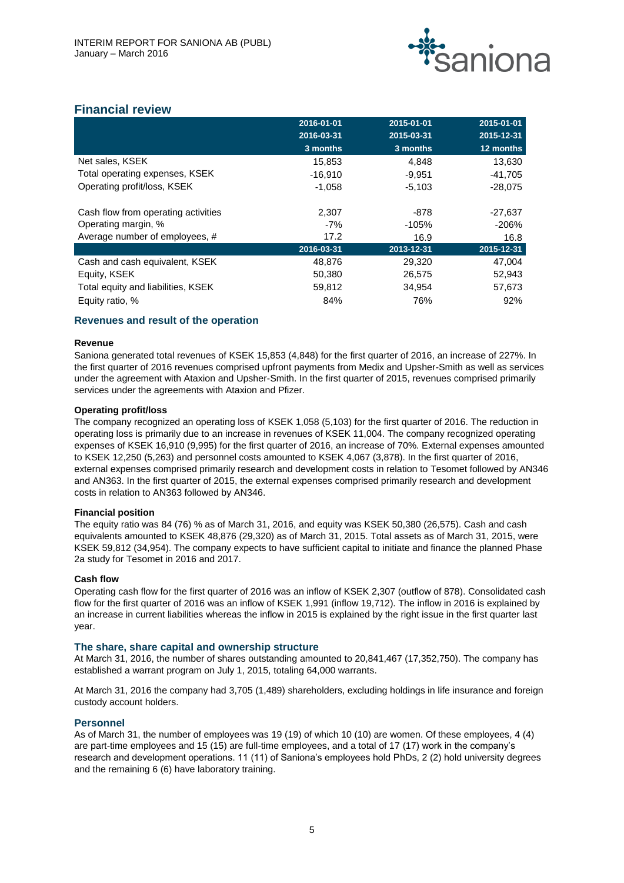## Financial review

| | 2016-01-01<br>2016-03-31<br>3 months | 2015-01-01<br>2015-03-31<br>3 months | 2015-01-01<br>2015-12-31<br>12 months |
|---|---|---|---|
| Net sales, KSEK | 15,853 | 4,848 | 13,630 |
| Total operating expenses, KSEK | -16,910 | -9,951 | -41,705 |
| Operating profit/loss, KSEK | -1,058 | -5,103 | -28,075 |
| | | | |
| Cash flow from operating activities | 2,307 | -878 | -27,637 |
| Operating margin, % | -7% | -105% | -206% |
| Average number of employees, # | 17.2 | 16.9 | 16.8 |
| | **2016-03-31** | **2013-12-31** | **2015-12-31** |
| Cash and cash equivalent, KSEK | 48,876 | 29,320 | 47,004 |
| Equity, KSEK | 50,380 | 26,575 | 52,943 |
| Total equity and liabilities, KSEK | 59,812 | 34,954 | 57,673 |
| Equity ratio, % | 84% | 76% | 92% |

### Revenues and result of the operation

**Revenue**

Saniona generated total revenues of KSEK 15,853 (4,848) for the first quarter of 2016, an increase of 227%. In the first quarter of 2016 revenues comprised upfront payments from Medix and Upsher-Smith as well as services under the agreement with Ataxion and Upsher-Smith. In the first quarter of 2015, revenues comprised primarily services under the agreements with Ataxion and Pfizer.

**Operating profit/loss**

The company recognized an operating loss of KSEK 1,058 (5,103) for the first quarter of 2016. The reduction in operating loss is primarily due to an increase in revenues of KSEK 11,004. The company recognized operating expenses of KSEK 16,910 (9,995) for the first quarter of 2016, an increase of 70%. External expenses amounted to KSEK 12,250 (5,263) and personnel costs amounted to KSEK 4,067 (3,878). In the first quarter of 2016, external expenses comprised primarily research and development costs in relation to Tesomet followed by AN346 and AN363. In the first quarter of 2015, the external expenses comprised primarily research and development costs in relation to AN363 followed by AN346.

**Financial position**

The equity ratio was 84 (76) % as of March 31, 2016, and equity was KSEK 50,380 (26,575). Cash and cash equivalents amounted to KSEK 48,876 (29,320) as of March 31, 2015. Total assets as of March 31, 2015, were KSEK 59,812 (34,954). The company expects to have sufficient capital to initiate and finance the planned Phase 2a study for Tesomet in 2016 and 2017.

**Cash flow**

Operating cash flow for the first quarter of 2016 was an inflow of KSEK 2,307 (outflow of 878). Consolidated cash flow for the first quarter of 2016 was an inflow of KSEK 1,991 (inflow 19,712). The inflow in 2016 is explained by an increase in current liabilities whereas the inflow in 2015 is explained by the right issue in the first quarter last year.

### The share, share capital and ownership structure

At March 31, 2016, the number of shares outstanding amounted to 20,841,467 (17,352,750). The company has established a warrant program on July 1, 2015, totaling 64,000 warrants.

At March 31, 2016 the company had 3,705 (1,489) shareholders, excluding holdings in life insurance and foreign custody account holders.

### Personnel

As of March 31, the number of employees was 19 (19) of which 10 (10) are women. Of these employees, 4 (4) are part-time employees and 15 (15) are full-time employees, and a total of 17 (17) work in the company's research and development operations. 11 (11) of Saniona's employees hold PhDs, 2 (2) hold university degrees and the remaining 6 (6) have laboratory training.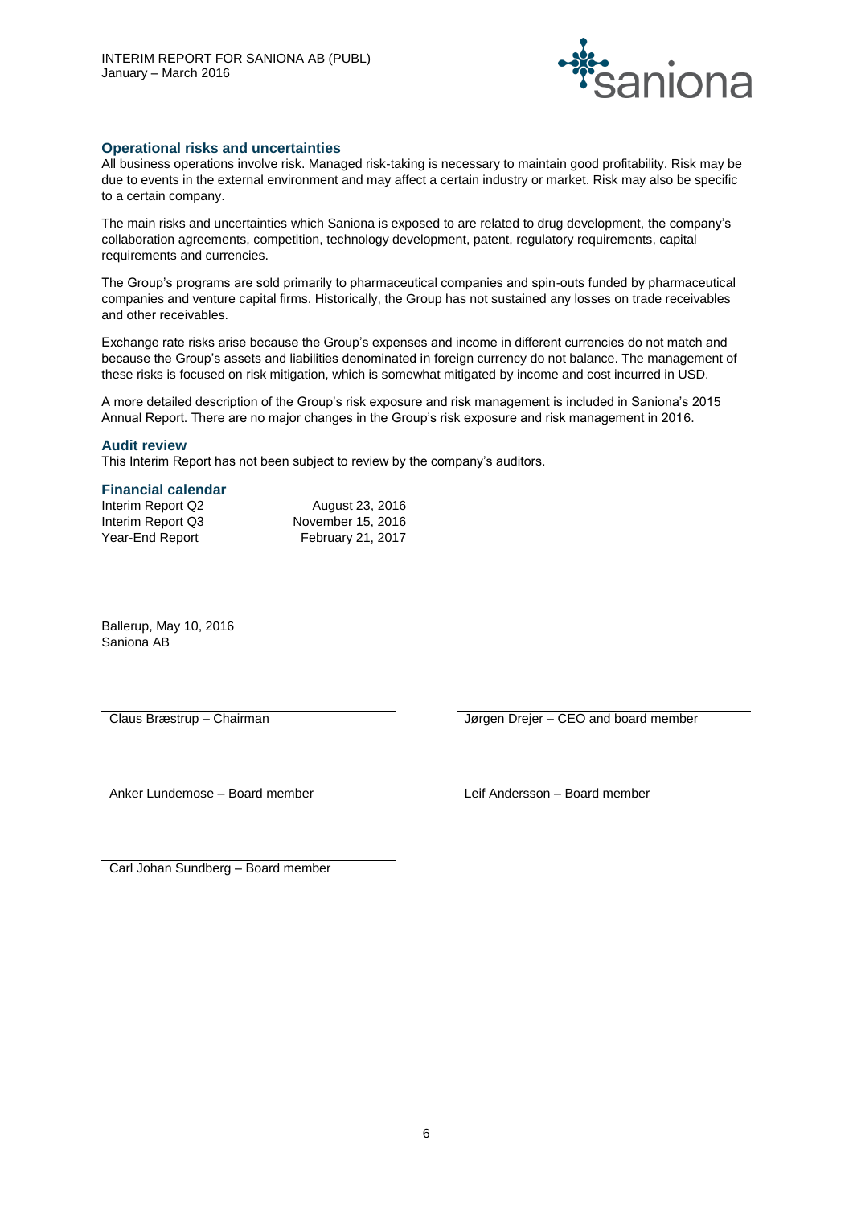## Operational risks and uncertainties

All business operations involve risk. Managed risk-taking is necessary to maintain good profitability. Risk may be due to events in the external environment and may affect a certain industry or market. Risk may also be specific to a certain company.

The main risks and uncertainties which Saniona is exposed to are related to drug development, the company's collaboration agreements, competition, technology development, patent, regulatory requirements, capital requirements and currencies.

The Group's programs are sold primarily to pharmaceutical companies and spin-outs funded by pharmaceutical companies and venture capital firms. Historically, the Group has not sustained any losses on trade receivables and other receivables.

Exchange rate risks arise because the Group's expenses and income in different currencies do not match and because the Group's assets and liabilities denominated in foreign currency do not balance. The management of these risks is focused on risk mitigation, which is somewhat mitigated by income and cost incurred in USD.

A more detailed description of the Group's risk exposure and risk management is included in Saniona's 2015 Annual Report. There are no major changes in the Group's risk exposure and risk management in 2016.

## Audit review

This Interim Report has not been subject to review by the company's auditors.

## Financial calendar

| | |
|---|---|
| Interim Report Q2 | August 23, 2016 |
| Interim Report Q3 | November 15, 2016 |
| Year-End Report | February 21, 2017 |

Ballerup, May 10, 2016
Saniona AB

Claus Bræstrup – Chairman

Jørgen Drejer – CEO and board member

Anker Lundemose – Board member

Leif Andersson – Board member

Carl Johan Sundberg – Board member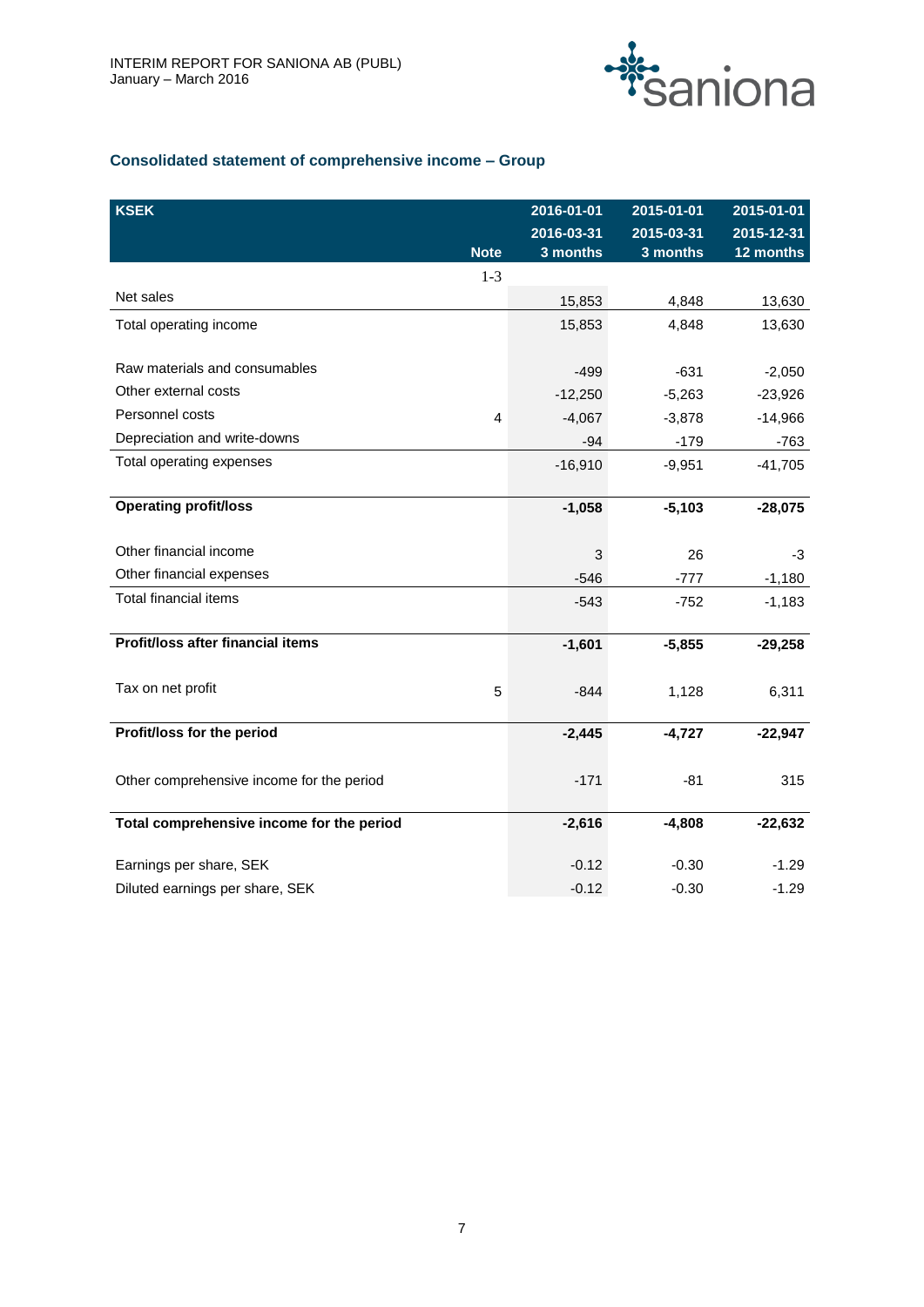## Consolidated statement of comprehensive income – Group

| KSEK | Note | 2016-01-01<br>2016-03-31<br>3 months | 2015-01-01<br>2015-03-31<br>3 months | 2015-01-01<br>2015-12-31<br>12 months |
|---|---|---|---|---|
| | 1-3 | | | |
| Net sales | | 15,853 | 4,848 | 13,630 |
| Total operating income | | 15,853 | 4,848 | 13,630 |
| | | | | |
| Raw materials and consumables | | -499 | -631 | -2,050 |
| Other external costs | | -12,250 | -5,263 | -23,926 |
| Personnel costs | 4 | -4,067 | -3,878 | -14,966 |
| Depreciation and write-downs | | -94 | -179 | -763 |
| Total operating expenses | | -16,910 | -9,951 | -41,705 |
| | | | | |
| **Operating profit/loss** | | **-1,058** | **-5,103** | **-28,075** |
| | | | | |
| Other financial income | | 3 | 26 | -3 |
| Other financial expenses | | -546 | -777 | -1,180 |
| Total financial items | | -543 | -752 | -1,183 |
| | | | | |
| **Profit/loss after financial items** | | **-1,601** | **-5,855** | **-29,258** |
| | | | | |
| Tax on net profit | 5 | -844 | 1,128 | 6,311 |
| | | | | |
| **Profit/loss for the period** | | **-2,445** | **-4,727** | **-22,947** |
| | | | | |
| Other comprehensive income for the period | | -171 | -81 | 315 |
| | | | | |
| **Total comprehensive income for the period** | | **-2,616** | **-4,808** | **-22,632** |
| | | | | |
| Earnings per share, SEK | | -0.12 | -0.30 | -1.29 |
| Diluted earnings per share, SEK | | -0.12 | -0.30 | -1.29 |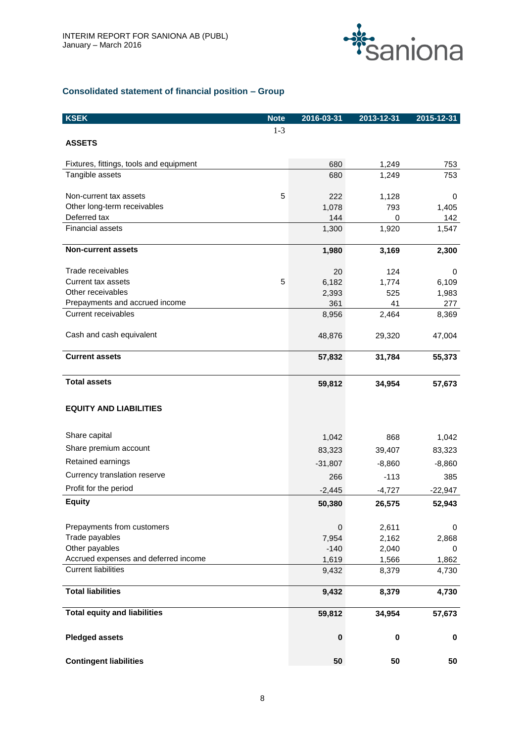## Consolidated statement of financial position – Group

| KSEK | Note | 2016-03-31 | 2013-12-31 | 2015-12-31 |
|---|---|---|---|---|
| | 1-3 | | | |
| **ASSETS** | | | | |
| Fixtures, fittings, tools and equipment | | 680 | 1,249 | 753 |
| Tangible assets | | 680 | 1,249 | 753 |
| Non-current tax assets | 5 | 222 | 1,128 | 0 |
| Other long-term receivables | | 1,078 | 793 | 1,405 |
| Deferred tax | | 144 | 0 | 142 |
| Financial assets | | 1,300 | 1,920 | 1,547 |
| **Non-current assets** | | **1,980** | **3,169** | **2,300** |
| Trade receivables | | 20 | 124 | 0 |
| Current tax assets | 5 | 6,182 | 1,774 | 6,109 |
| Other receivables | | 2,393 | 525 | 1,983 |
| Prepayments and accrued income | | 361 | 41 | 277 |
| Current receivables | | 8,956 | 2,464 | 8,369 |
| Cash and cash equivalent | | 48,876 | 29,320 | 47,004 |
| **Current assets** | | **57,832** | **31,784** | **55,373** |
| **Total assets** | | **59,812** | **34,954** | **57,673** |
| **EQUITY AND LIABILITIES** | | | | |
| Share capital | | 1,042 | 868 | 1,042 |
| Share premium account | | 83,323 | 39,407 | 83,323 |
| Retained earnings | | -31,807 | -8,860 | -8,860 |
| Currency translation reserve | | 266 | -113 | 385 |
| Profit for the period | | -2,445 | -4,727 | -22,947 |
| **Equity** | | **50,380** | **26,575** | **52,943** |
| Prepayments from customers | | 0 | 2,611 | 0 |
| Trade payables | | 7,954 | 2,162 | 2,868 |
| Other payables | | -140 | 2,040 | 0 |
| Accrued expenses and deferred income | | 1,619 | 1,566 | 1,862 |
| Current liabilities | | 9,432 | 8,379 | 4,730 |
| **Total liabilities** | | **9,432** | **8,379** | **4,730** |
| **Total equity and liabilities** | | **59,812** | **34,954** | **57,673** |
| **Pledged assets** | | **0** | **0** | **0** |
| **Contingent liabilities** | | **50** | **50** | **50** |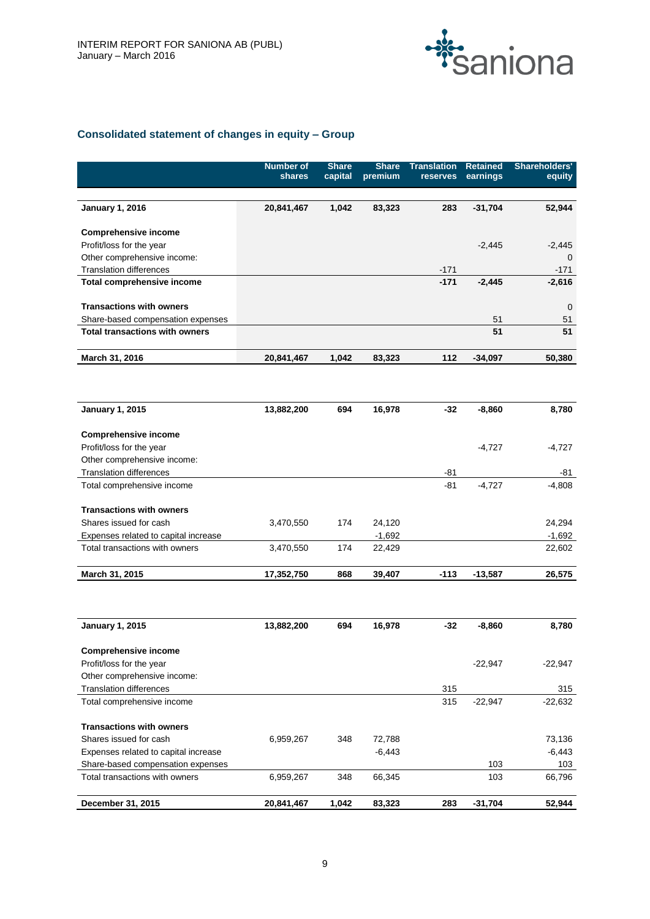## Consolidated statement of changes in equity – Group

| | Number of shares | Share capital | Share premium | Translation reserves | Retained earnings | Shareholders' equity |
|---|---|---|---|---|---|---|
| **January 1, 2016** | **20,841,467** | **1,042** | **83,323** | **283** | **-31,704** | **52,944** |
| | | | | | | |
| **Comprehensive income** | | | | | | |
| Profit/loss for the year | | | | | -2,445 | -2,445 |
| Other comprehensive income: | | | | | | 0 |
| Translation differences | | | | -171 | | -171 |
| **Total comprehensive income** | | | | **-171** | **-2,445** | **-2,616** |
| | | | | | | |
| **Transactions with owners** | | | | | | 0 |
| Share-based compensation expenses | | | | | 51 | 51 |
| **Total transactions with owners** | | | | | **51** | **51** |
| | | | | | | |
| **March 31, 2016** | **20,841,467** | **1,042** | **83,323** | **112** | **-34,097** | **50,380** |

| | Number of shares | Share capital | Share premium | Translation reserves | Retained earnings | Shareholders' equity |
|---|---|---|---|---|---|---|
| **January 1, 2015** | **13,882,200** | **694** | **16,978** | **-32** | **-8,860** | **8,780** |
| | | | | | | |
| **Comprehensive income** | | | | | | |
| Profit/loss for the year | | | | | -4,727 | -4,727 |
| Other comprehensive income: | | | | | | |
| Translation differences | | | | -81 | | -81 |
| Total comprehensive income | | | | -81 | -4,727 | -4,808 |
| | | | | | | |
| **Transactions with owners** | | | | | | |
| Shares issued for cash | 3,470,550 | 174 | 24,120 | | | 24,294 |
| Expenses related to capital increase | | | -1,692 | | | -1,692 |
| Total transactions with owners | 3,470,550 | 174 | 22,429 | | | 22,602 |
| | | | | | | |
| **March 31, 2015** | **17,352,750** | **868** | **39,407** | **-113** | **-13,587** | **26,575** |

| | Number of shares | Share capital | Share premium | Translation reserves | Retained earnings | Shareholders' equity |
|---|---|---|---|---|---|---|
| **January 1, 2015** | **13,882,200** | **694** | **16,978** | **-32** | **-8,860** | **8,780** |
| | | | | | | |
| **Comprehensive income** | | | | | | |
| Profit/loss for the year | | | | | -22,947 | -22,947 |
| Other comprehensive income: | | | | | | |
| Translation differences | | | | 315 | | 315 |
| Total comprehensive income | | | | 315 | -22,947 | -22,632 |
| | | | | | | |
| **Transactions with owners** | | | | | | |
| Shares issued for cash | 6,959,267 | 348 | 72,788 | | | 73,136 |
| Expenses related to capital increase | | | -6,443 | | | -6,443 |
| Share-based compensation expenses | | | | | 103 | 103 |
| Total transactions with owners | 6,959,267 | 348 | 66,345 | | 103 | 66,796 |
| | | | | | | |
| **December 31, 2015** | **20,841,467** | **1,042** | **83,323** | **283** | **-31,704** | **52,944** |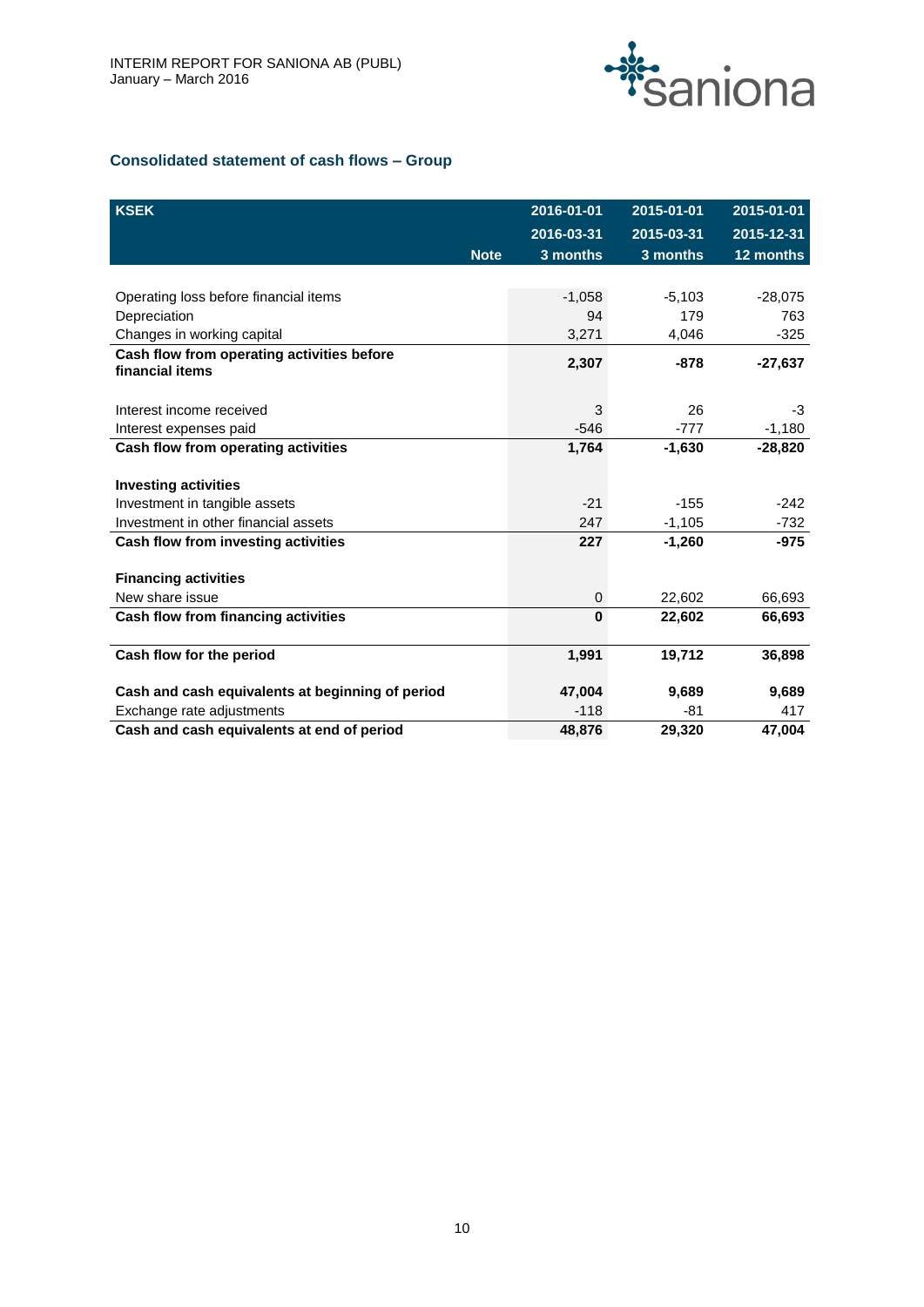## Consolidated statement of cash flows – Group

| KSEK | Note | 2016-01-01 2016-03-31 3 months | 2015-01-01 2015-03-31 3 months | 2015-01-01 2015-12-31 12 months |
|---|---|---|---|---|
| Operating loss before financial items | | -1,058 | -5,103 | -28,075 |
| Depreciation | | 94 | 179 | 763 |
| Changes in working capital | | 3,271 | 4,046 | -325 |
| **Cash flow from operating activities before financial items** | | **2,307** | **-878** | **-27,637** |
| Interest income received | | 3 | 26 | -3 |
| Interest expenses paid | | -546 | -777 | -1,180 |
| **Cash flow from operating activities** | | **1,764** | **-1,630** | **-28,820** |
| **Investing activities** | | | | |
| Investment in tangible assets | | -21 | -155 | -242 |
| Investment in other financial assets | | 247 | -1,105 | -732 |
| **Cash flow from investing activities** | | **227** | **-1,260** | **-975** |
| **Financing activities** | | | | |
| New share issue | | 0 | 22,602 | 66,693 |
| **Cash flow from financing activities** | | **0** | **22,602** | **66,693** |
| **Cash flow for the period** | | **1,991** | **19,712** | **36,898** |
| **Cash and cash equivalents at beginning of period** | | **47,004** | **9,689** | **9,689** |
| Exchange rate adjustments | | -118 | -81 | 417 |
| **Cash and cash equivalents at end of period** | | **48,876** | **29,320** | **47,004** |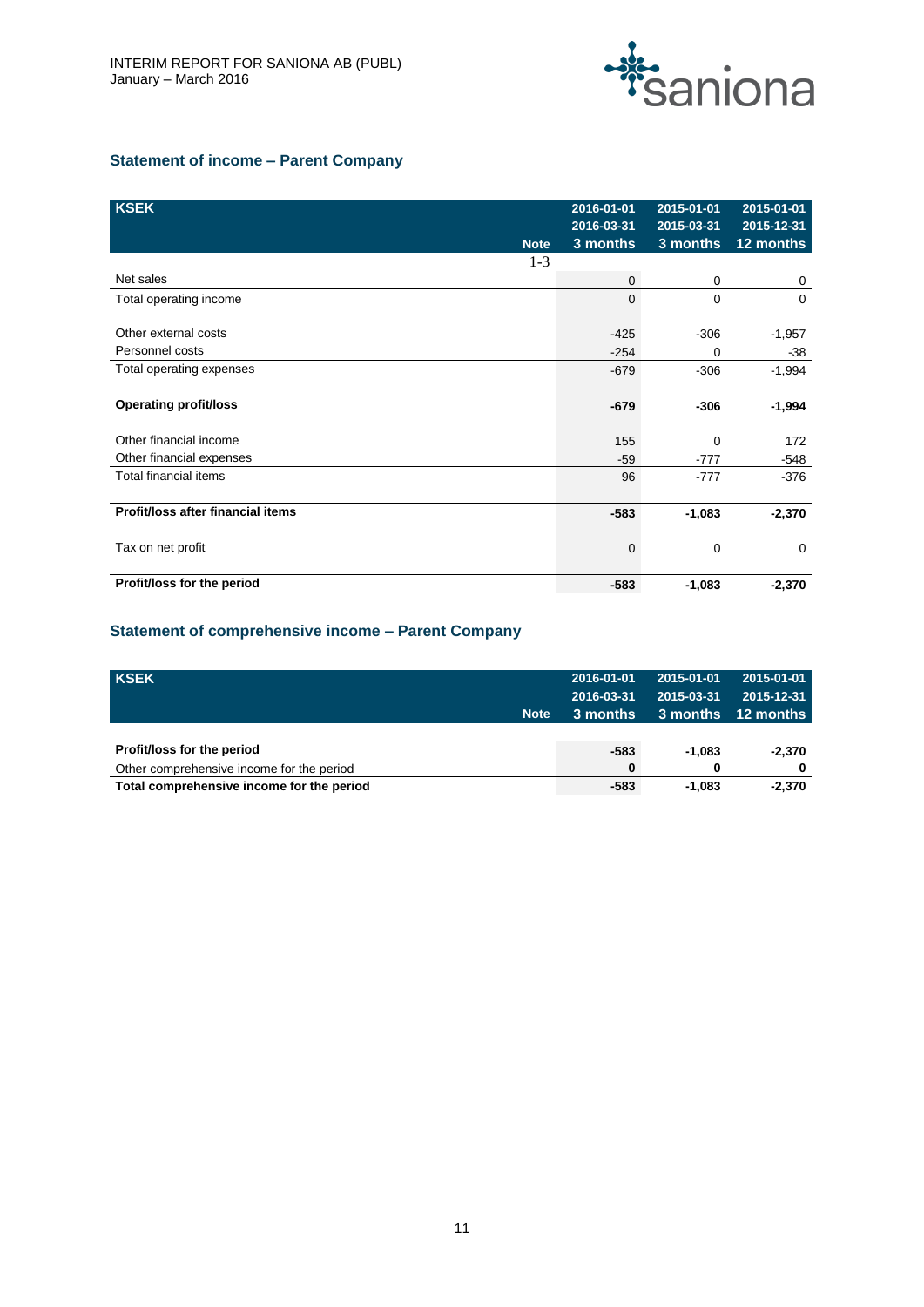## Statement of income – Parent Company

| KSEK | Note | 2016-01-01<br>2016-03-31<br>3 months | 2015-01-01<br>2015-03-31<br>3 months | 2015-01-01<br>2015-12-31<br>12 months |
|---|---|---|---|---|
| | 1-3 | | | |
| Net sales | | 0 | 0 | 0 |
| Total operating income | | 0 | 0 | 0 |
| | | | | |
| Other external costs | | -425 | -306 | -1,957 |
| Personnel costs | | -254 | 0 | -38 |
| Total operating expenses | | -679 | -306 | -1,994 |
| | | | | |
| **Operating profit/loss** | | **-679** | **-306** | **-1,994** |
| | | | | |
| Other financial income | | 155 | 0 | 172 |
| Other financial expenses | | -59 | -777 | -548 |
| Total financial items | | 96 | -777 | -376 |
| | | | | |
| **Profit/loss after financial items** | | **-583** | **-1,083** | **-2,370** |
| | | | | |
| Tax on net profit | | 0 | 0 | 0 |
| | | | | |
| **Profit/loss for the period** | | **-583** | **-1,083** | **-2,370** |

## Statement of comprehensive income – Parent Company

| KSEK | Note | 2016-01-01<br>2016-03-31<br>3 months | 2015-01-01<br>2015-03-31<br>3 months | 2015-01-01<br>2015-12-31<br>12 months |
|---|---|---|---|---|
| **Profit/loss for the period** | | **-583** | **-1,083** | **-2,370** |
| Other comprehensive income for the period | | **0** | **0** | **0** |
| **Total comprehensive income for the period** | | **-583** | **-1,083** | **-2,370** |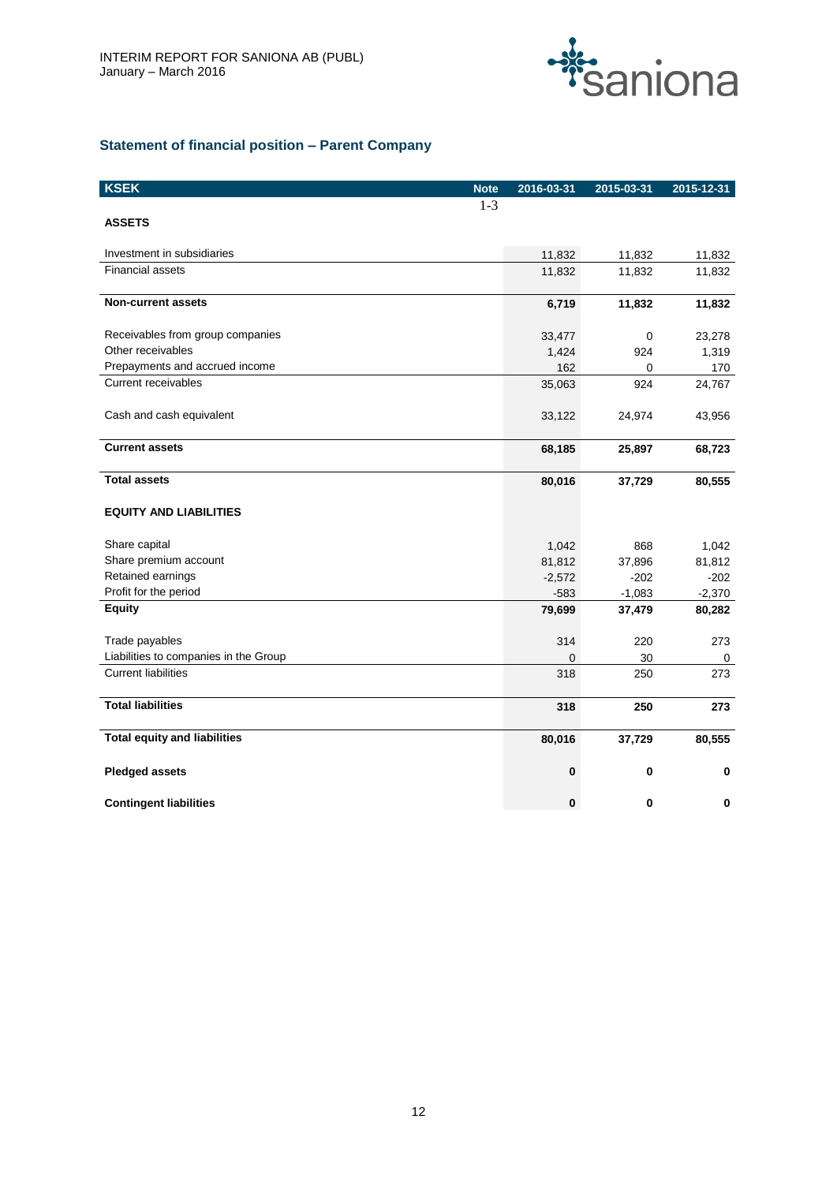## Statement of financial position – Parent Company

| KSEK | Note | 2016-03-31 | 2015-03-31 | 2015-12-31 |
|---|---|---|---|---|
| | 1-3 | | | |
| **ASSETS** | | | | |
| Investment in subsidiaries | | 11,832 | 11,832 | 11,832 |
| Financial assets | | 11,832 | 11,832 | 11,832 |
| **Non-current assets** | | **6,719** | **11,832** | **11,832** |
| Receivables from group companies | | 33,477 | 0 | 23,278 |
| Other receivables | | 1,424 | 924 | 1,319 |
| Prepayments and accrued income | | 162 | 0 | 170 |
| Current receivables | | 35,063 | 924 | 24,767 |
| Cash and cash equivalent | | 33,122 | 24,974 | 43,956 |
| **Current assets** | | **68,185** | **25,897** | **68,723** |
| **Total assets** | | **80,016** | **37,729** | **80,555** |
| **EQUITY AND LIABILITIES** | | | | |
| Share capital | | 1,042 | 868 | 1,042 |
| Share premium account | | 81,812 | 37,896 | 81,812 |
| Retained earnings | | -2,572 | -202 | -202 |
| Profit for the period | | -583 | -1,083 | -2,370 |
| **Equity** | | **79,699** | **37,479** | **80,282** |
| Trade payables | | 314 | 220 | 273 |
| Liabilities to companies in the Group | | 0 | 30 | 0 |
| Current liabilities | | 318 | 250 | 273 |
| **Total liabilities** | | **318** | **250** | **273** |
| **Total equity and liabilities** | | **80,016** | **37,729** | **80,555** |
| **Pledged assets** | | **0** | **0** | **0** |
| **Contingent liabilities** | | **0** | **0** | **0** |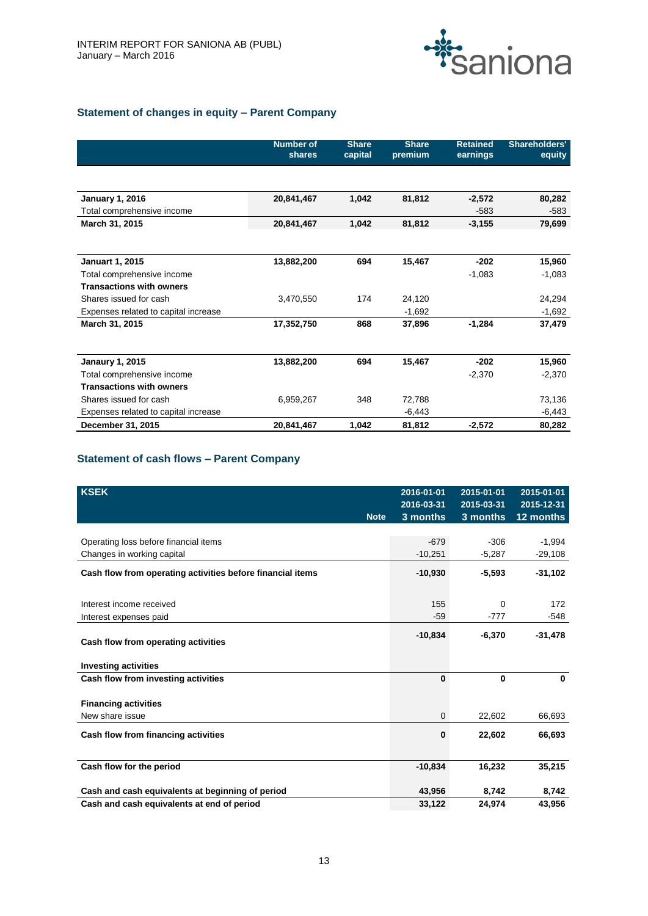## Statement of changes in equity – Parent Company

| | Number of shares | Share capital | Share premium | Retained earnings | Shareholders' equity |
|---|---|---|---|---|---|
| **January 1, 2016** | **20,841,467** | **1,042** | **81,812** | **-2,572** | **80,282** |
| Total comprehensive income | | | | -583 | -583 |
| **March 31, 2015** | **20,841,467** | **1,042** | **81,812** | **-3,155** | **79,699** |
| | | | | | |
| **Januart 1, 2015** | **13,882,200** | **694** | **15,467** | **-202** | **15,960** |
| Total comprehensive income | | | | -1,083 | -1,083 |
| **Transactions with owners** | | | | | |
| Shares issued for cash | 3,470,550 | 174 | 24,120 | | 24,294 |
| Expenses related to capital increase | | | -1,692 | | -1,692 |
| **March 31, 2015** | **17,352,750** | **868** | **37,896** | **-1,284** | **37,479** |
| | | | | | |
| **Janaury 1, 2015** | **13,882,200** | **694** | **15,467** | **-202** | **15,960** |
| Total comprehensive income | | | | -2,370 | -2,370 |
| **Transactions with owners** | | | | | |
| Shares issued for cash | 6,959,267 | 348 | 72,788 | | 73,136 |
| Expenses related to capital increase | | | -6,443 | | -6,443 |
| **December 31, 2015** | **20,841,467** | **1,042** | **81,812** | **-2,572** | **80,282** |

## Statement of cash flows – Parent Company

| KSEK | Note | 2016-01-01<br>2016-03-31<br>3 months | 2015-01-01<br>2015-03-31<br>3 months | 2015-01-01<br>2015-12-31<br>12 months |
|---|---|---|---|---|
| Operating loss before financial items | | -679 | -306 | -1,994 |
| Changes in working capital | | -10,251 | -5,287 | -29,108 |
| **Cash flow from operating activities before financial items** | | **-10,930** | **-5,593** | **-31,102** |
| Interest income received | | 155 | 0 | 172 |
| Interest expenses paid | | -59 | -777 | -548 |
| **Cash flow from operating activities** | | **-10,834** | **-6,370** | **-31,478** |
| **Investing activities** | | | | |
| **Cash flow from investing activities** | | **0** | **0** | **0** |
| **Financing activities** | | | | |
| New share issue | | 0 | 22,602 | 66,693 |
| **Cash flow from financing activities** | | **0** | **22,602** | **66,693** |
| **Cash flow for the period** | | **-10,834** | **16,232** | **35,215** |
| **Cash and cash equivalents at beginning of period** | | **43,956** | **8,742** | **8,742** |
| **Cash and cash equivalents at end of period** | | **33,122** | **24,974** | **43,956** |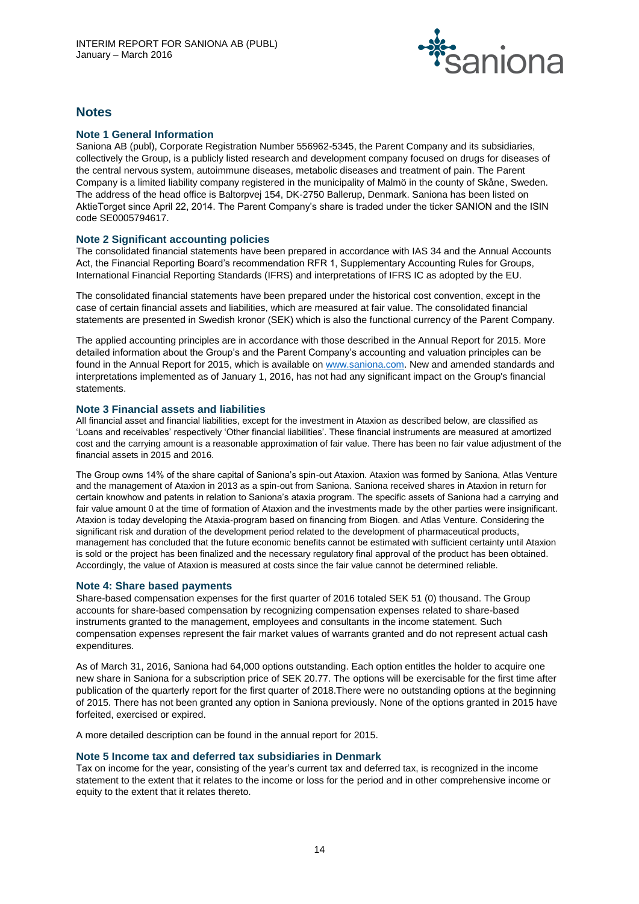## Notes

### Note 1 General Information

Saniona AB (publ), Corporate Registration Number 556962-5345, the Parent Company and its subsidiaries, collectively the Group, is a publicly listed research and development company focused on drugs for diseases of the central nervous system, autoimmune diseases, metabolic diseases and treatment of pain. The Parent Company is a limited liability company registered in the municipality of Malmö in the county of Skåne, Sweden. The address of the head office is Baltorpvej 154, DK-2750 Ballerup, Denmark. Saniona has been listed on AktieTorget since April 22, 2014. The Parent Company's share is traded under the ticker SANION and the ISIN code SE0005794617.

### Note 2 Significant accounting policies

The consolidated financial statements have been prepared in accordance with IAS 34 and the Annual Accounts Act, the Financial Reporting Board's recommendation RFR 1, Supplementary Accounting Rules for Groups, International Financial Reporting Standards (IFRS) and interpretations of IFRS IC as adopted by the EU.

The consolidated financial statements have been prepared under the historical cost convention, except in the case of certain financial assets and liabilities, which are measured at fair value. The consolidated financial statements are presented in Swedish kronor (SEK) which is also the functional currency of the Parent Company.

The applied accounting principles are in accordance with those described in the Annual Report for 2015. More detailed information about the Group's and the Parent Company's accounting and valuation principles can be found in the Annual Report for 2015, which is available on www.saniona.com. New and amended standards and interpretations implemented as of January 1, 2016, has not had any significant impact on the Group's financial statements.

### Note 3 Financial assets and liabilities

All financial asset and financial liabilities, except for the investment in Ataxion as described below, are classified as 'Loans and receivables' respectively 'Other financial liabilities'. These financial instruments are measured at amortized cost and the carrying amount is a reasonable approximation of fair value. There has been no fair value adjustment of the financial assets in 2015 and 2016.

The Group owns 14% of the share capital of Saniona's spin-out Ataxion. Ataxion was formed by Saniona, Atlas Venture and the management of Ataxion in 2013 as a spin-out from Saniona. Saniona received shares in Ataxion in return for certain knowhow and patents in relation to Saniona's ataxia program. The specific assets of Saniona had a carrying and fair value amount 0 at the time of formation of Ataxion and the investments made by the other parties were insignificant. Ataxion is today developing the Ataxia-program based on financing from Biogen. and Atlas Venture. Considering the significant risk and duration of the development period related to the development of pharmaceutical products, management has concluded that the future economic benefits cannot be estimated with sufficient certainty until Ataxion is sold or the project has been finalized and the necessary regulatory final approval of the product has been obtained. Accordingly, the value of Ataxion is measured at costs since the fair value cannot be determined reliable.

### Note 4: Share based payments

Share-based compensation expenses for the first quarter of 2016 totaled SEK 51 (0) thousand. The Group accounts for share-based compensation by recognizing compensation expenses related to share-based instruments granted to the management, employees and consultants in the income statement. Such compensation expenses represent the fair market values of warrants granted and do not represent actual cash expenditures.

As of March 31, 2016, Saniona had 64,000 options outstanding. Each option entitles the holder to acquire one new share in Saniona for a subscription price of SEK 20.77. The options will be exercisable for the first time after publication of the quarterly report for the first quarter of 2018.There were no outstanding options at the beginning of 2015. There has not been granted any option in Saniona previously. None of the options granted in 2015 have forfeited, exercised or expired.

A more detailed description can be found in the annual report for 2015.

### Note 5 Income tax and deferred tax subsidiaries in Denmark

Tax on income for the year, consisting of the year's current tax and deferred tax, is recognized in the income statement to the extent that it relates to the income or loss for the period and in other comprehensive income or equity to the extent that it relates thereto.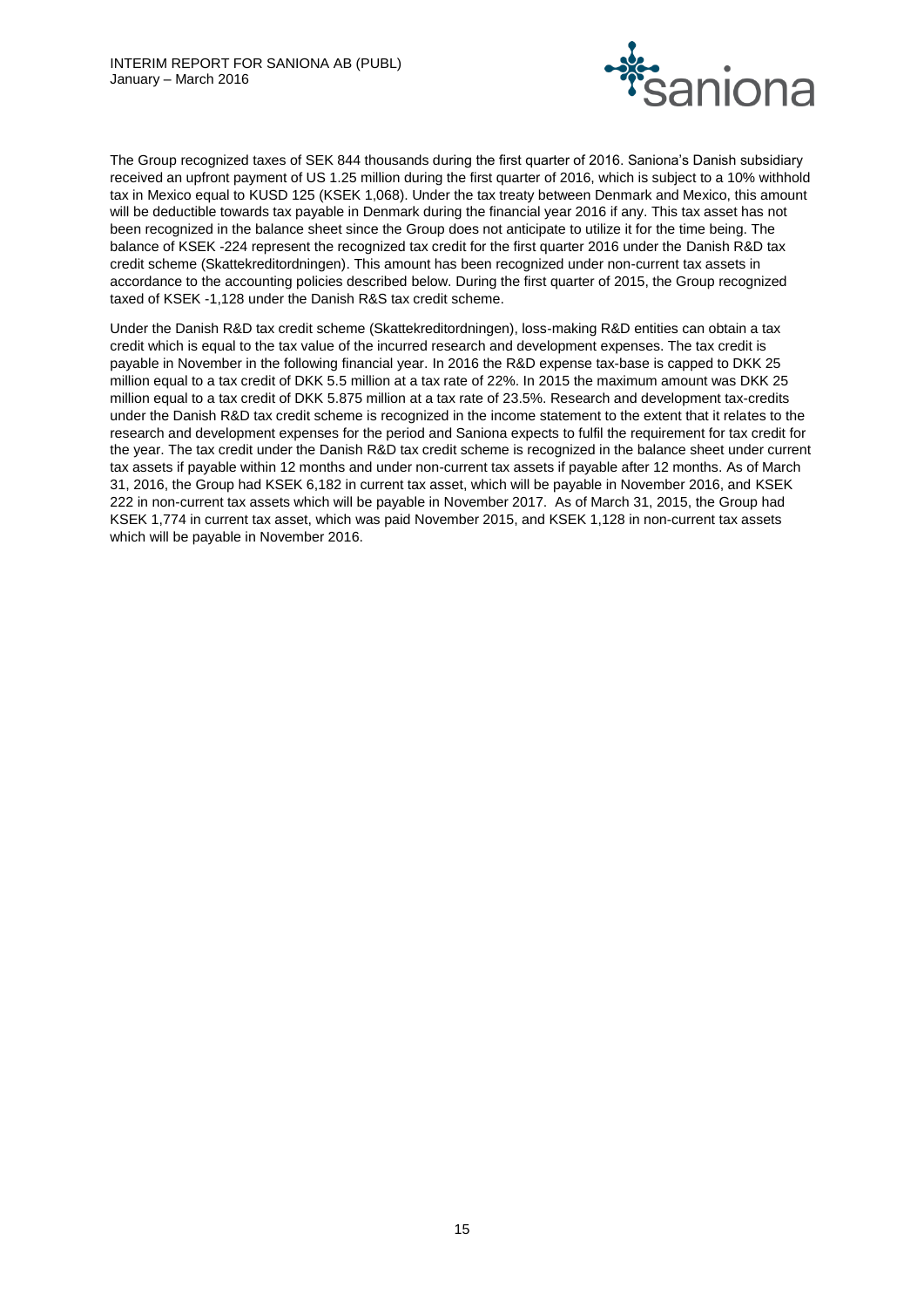The Group recognized taxes of SEK 844 thousands during the first quarter of 2016. Saniona's Danish subsidiary received an upfront payment of US 1.25 million during the first quarter of 2016, which is subject to a 10% withhold tax in Mexico equal to KUSD 125 (KSEK 1,068). Under the tax treaty between Denmark and Mexico, this amount will be deductible towards tax payable in Denmark during the financial year 2016 if any. This tax asset has not been recognized in the balance sheet since the Group does not anticipate to utilize it for the time being. The balance of KSEK -224 represent the recognized tax credit for the first quarter 2016 under the Danish R&D tax credit scheme (Skattekreditordningen). This amount has been recognized under non-current tax assets in accordance to the accounting policies described below. During the first quarter of 2015, the Group recognized taxed of KSEK -1,128 under the Danish R&S tax credit scheme.

Under the Danish R&D tax credit scheme (Skattekreditordningen), loss-making R&D entities can obtain a tax credit which is equal to the tax value of the incurred research and development expenses. The tax credit is payable in November in the following financial year. In 2016 the R&D expense tax-base is capped to DKK 25 million equal to a tax credit of DKK 5.5 million at a tax rate of 22%. In 2015 the maximum amount was DKK 25 million equal to a tax credit of DKK 5.875 million at a tax rate of 23.5%. Research and development tax-credits under the Danish R&D tax credit scheme is recognized in the income statement to the extent that it relates to the research and development expenses for the period and Saniona expects to fulfil the requirement for tax credit for the year. The tax credit under the Danish R&D tax credit scheme is recognized in the balance sheet under current tax assets if payable within 12 months and under non-current tax assets if payable after 12 months. As of March 31, 2016, the Group had KSEK 6,182 in current tax asset, which will be payable in November 2016, and KSEK 222 in non-current tax assets which will be payable in November 2017. As of March 31, 2015, the Group had KSEK 1,774 in current tax asset, which was paid November 2015, and KSEK 1,128 in non-current tax assets which will be payable in November 2016.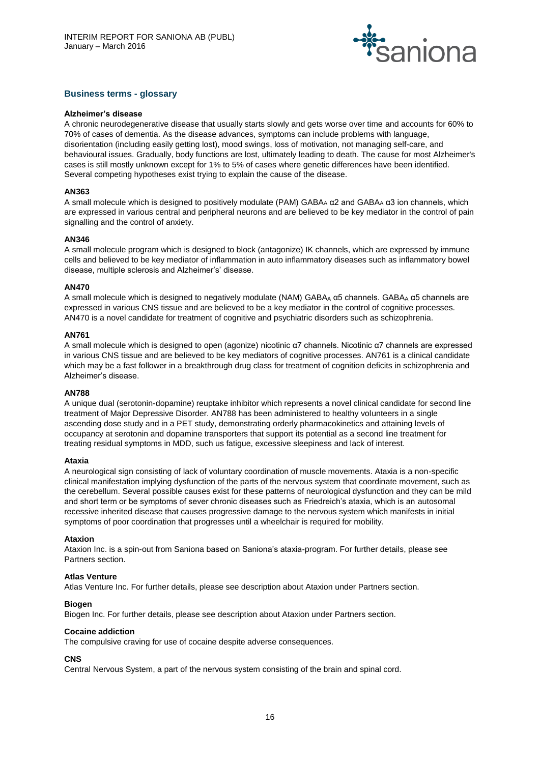## Business terms - glossary

**Alzheimer's disease**

A chronic neurodegenerative disease that usually starts slowly and gets worse over time and accounts for 60% to 70% of cases of dementia. As the disease advances, symptoms can include problems with language, disorientation (including easily getting lost), mood swings, loss of motivation, not managing self-care, and behavioural issues. Gradually, body functions are lost, ultimately leading to death. The cause for most Alzheimer's cases is still mostly unknown except for 1% to 5% of cases where genetic differences have been identified. Several competing hypotheses exist trying to explain the cause of the disease.

**AN363**

A small molecule which is designed to positively modulate (PAM) $GABA_A$ α2 and $GABA_A$ α3 ion channels, which are expressed in various central and peripheral neurons and are believed to be key mediator in the control of pain signalling and the control of anxiety.

**AN346**

A small molecule program which is designed to block (antagonize) IK channels, which are expressed by immune cells and believed to be key mediator of inflammation in auto inflammatory diseases such as inflammatory bowel disease, multiple sclerosis and Alzheimer's' disease.

**AN470**

A small molecule which is designed to negatively modulate (NAM) $GABA_A$ α5 channels. $GABA_A$ α5 channels are expressed in various CNS tissue and are believed to be a key mediator in the control of cognitive processes. AN470 is a novel candidate for treatment of cognitive and psychiatric disorders such as schizophrenia.

**AN761**

A small molecule which is designed to open (agonize) nicotinic α7 channels. Nicotinic α7 channels are expressed in various CNS tissue and are believed to be key mediators of cognitive processes. AN761 is a clinical candidate which may be a fast follower in a breakthrough drug class for treatment of cognition deficits in schizophrenia and Alzheimer's disease.

**AN788**

A unique dual (serotonin-dopamine) reuptake inhibitor which represents a novel clinical candidate for second line treatment of Major Depressive Disorder. AN788 has been administered to healthy volunteers in a single ascending dose study and in a PET study, demonstrating orderly pharmacokinetics and attaining levels of occupancy at serotonin and dopamine transporters that support its potential as a second line treatment for treating residual symptoms in MDD, such us fatigue, excessive sleepiness and lack of interest.

**Ataxia**

A neurological sign consisting of lack of voluntary coordination of muscle movements. Ataxia is a non-specific clinical manifestation implying dysfunction of the parts of the nervous system that coordinate movement, such as the cerebellum. Several possible causes exist for these patterns of neurological dysfunction and they can be mild and short term or be symptoms of sever chronic diseases such as Friedreich's ataxia, which is an autosomal recessive inherited disease that causes progressive damage to the nervous system which manifests in initial symptoms of poor coordination that progresses until a wheelchair is required for mobility.

**Ataxion**

Ataxion Inc. is a spin-out from Saniona based on Saniona's ataxia-program. For further details, please see Partners section.

**Atlas Venture**

Atlas Venture Inc. For further details, please see description about Ataxion under Partners section.

**Biogen**

Biogen Inc. For further details, please see description about Ataxion under Partners section.

**Cocaine addiction**

The compulsive craving for use of cocaine despite adverse consequences.

**CNS**

Central Nervous System, a part of the nervous system consisting of the brain and spinal cord.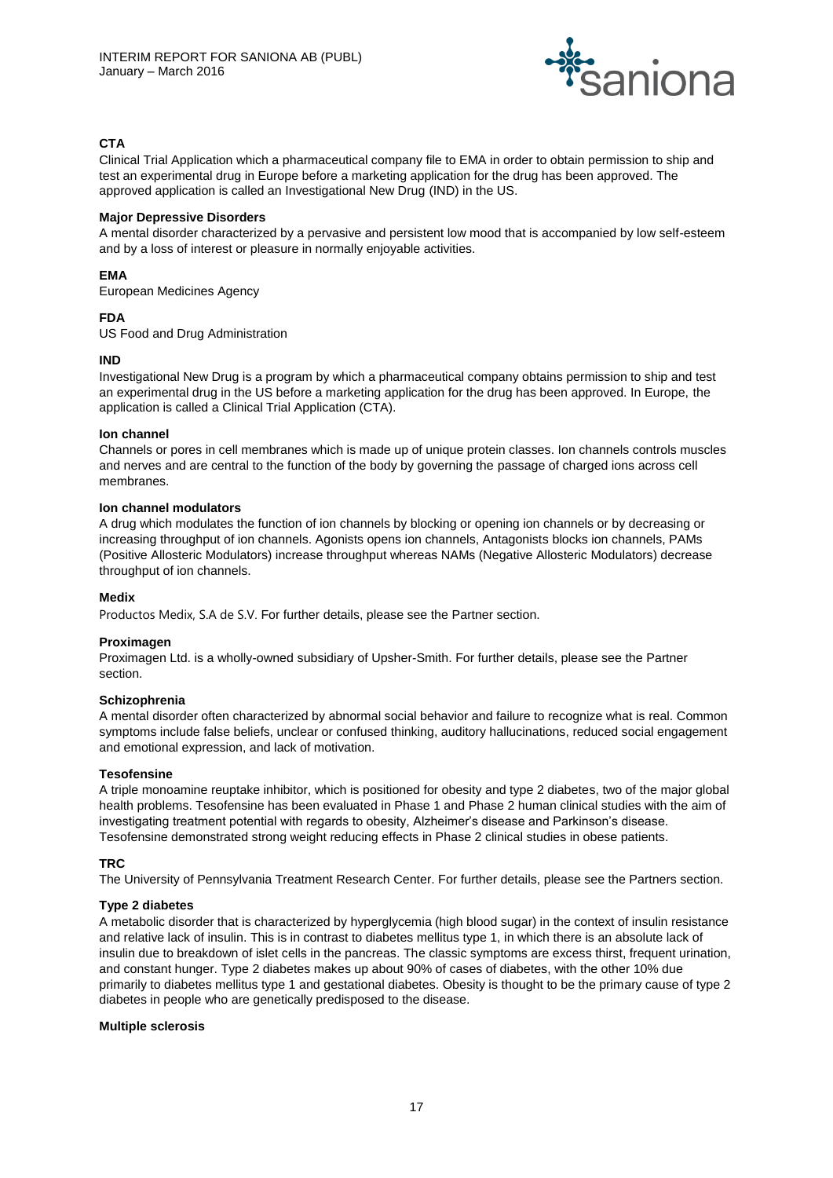**CTA**

Clinical Trial Application which a pharmaceutical company file to EMA in order to obtain permission to ship and test an experimental drug in Europe before a marketing application for the drug has been approved. The approved application is called an Investigational New Drug (IND) in the US.

**Major Depressive Disorders**

A mental disorder characterized by a pervasive and persistent low mood that is accompanied by low self-esteem and by a loss of interest or pleasure in normally enjoyable activities.

**EMA**

European Medicines Agency

**FDA**

US Food and Drug Administration

**IND**

Investigational New Drug is a program by which a pharmaceutical company obtains permission to ship and test an experimental drug in the US before a marketing application for the drug has been approved. In Europe, the application is called a Clinical Trial Application (CTA).

**Ion channel**

Channels or pores in cell membranes which is made up of unique protein classes. Ion channels controls muscles and nerves and are central to the function of the body by governing the passage of charged ions across cell membranes.

**Ion channel modulators**

A drug which modulates the function of ion channels by blocking or opening ion channels or by decreasing or increasing throughput of ion channels. Agonists opens ion channels, Antagonists blocks ion channels, PAMs (Positive Allosteric Modulators) increase throughput whereas NAMs (Negative Allosteric Modulators) decrease throughput of ion channels.

**Medix**

Productos Medix, S.A de S.V. For further details, please see the Partner section.

**Proximagen**

Proximagen Ltd. is a wholly-owned subsidiary of Upsher-Smith. For further details, please see the Partner section.

**Schizophrenia**

A mental disorder often characterized by abnormal social behavior and failure to recognize what is real. Common symptoms include false beliefs, unclear or confused thinking, auditory hallucinations, reduced social engagement and emotional expression, and lack of motivation.

**Tesofensine**

A triple monoamine reuptake inhibitor, which is positioned for obesity and type 2 diabetes, two of the major global health problems. Tesofensine has been evaluated in Phase 1 and Phase 2 human clinical studies with the aim of investigating treatment potential with regards to obesity, Alzheimer's disease and Parkinson's disease. Tesofensine demonstrated strong weight reducing effects in Phase 2 clinical studies in obese patients.

**TRC**

The University of Pennsylvania Treatment Research Center. For further details, please see the Partners section.

**Type 2 diabetes**

A metabolic disorder that is characterized by hyperglycemia (high blood sugar) in the context of insulin resistance and relative lack of insulin. This is in contrast to diabetes mellitus type 1, in which there is an absolute lack of insulin due to breakdown of islet cells in the pancreas. The classic symptoms are excess thirst, frequent urination, and constant hunger. Type 2 diabetes makes up about 90% of cases of diabetes, with the other 10% due primarily to diabetes mellitus type 1 and gestational diabetes. Obesity is thought to be the primary cause of type 2 diabetes in people who are genetically predisposed to the disease.

**Multiple sclerosis**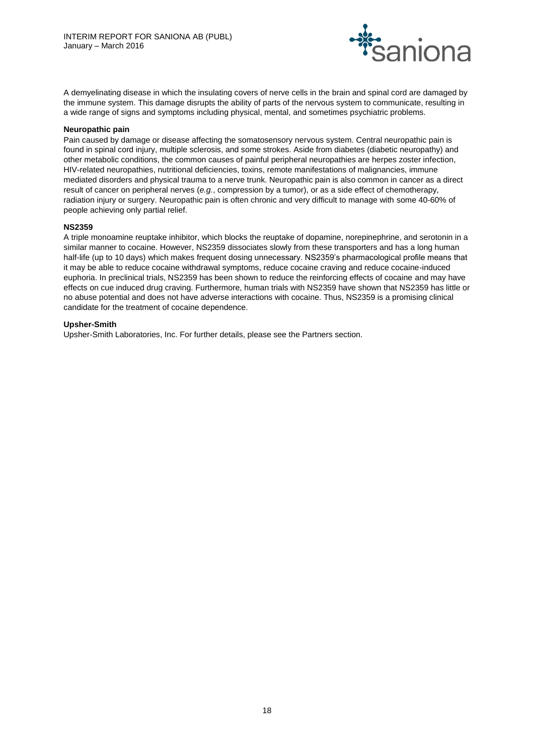A demyelinating disease in which the insulating covers of nerve cells in the brain and spinal cord are damaged by the immune system. This damage disrupts the ability of parts of the nervous system to communicate, resulting in a wide range of signs and symptoms including physical, mental, and sometimes psychiatric problems.

**Neuropathic pain**

Pain caused by damage or disease affecting the somatosensory nervous system. Central neuropathic pain is found in spinal cord injury, multiple sclerosis, and some strokes. Aside from diabetes (diabetic neuropathy) and other metabolic conditions, the common causes of painful peripheral neuropathies are herpes zoster infection, HIV-related neuropathies, nutritional deficiencies, toxins, remote manifestations of malignancies, immune mediated disorders and physical trauma to a nerve trunk. Neuropathic pain is also common in cancer as a direct result of cancer on peripheral nerves (*e.g.*, compression by a tumor), or as a side effect of chemotherapy, radiation injury or surgery. Neuropathic pain is often chronic and very difficult to manage with some 40-60% of people achieving only partial relief.

**NS2359**

A triple monoamine reuptake inhibitor, which blocks the reuptake of dopamine, norepinephrine, and serotonin in a similar manner to cocaine. However, NS2359 dissociates slowly from these transporters and has a long human half-life (up to 10 days) which makes frequent dosing unnecessary. NS2359's pharmacological profile means that it may be able to reduce cocaine withdrawal symptoms, reduce cocaine craving and reduce cocaine-induced euphoria. In preclinical trials, NS2359 has been shown to reduce the reinforcing effects of cocaine and may have effects on cue induced drug craving. Furthermore, human trials with NS2359 have shown that NS2359 has little or no abuse potential and does not have adverse interactions with cocaine. Thus, NS2359 is a promising clinical candidate for the treatment of cocaine dependence.

**Upsher-Smith**

Upsher-Smith Laboratories, Inc. For further details, please see the Partners section.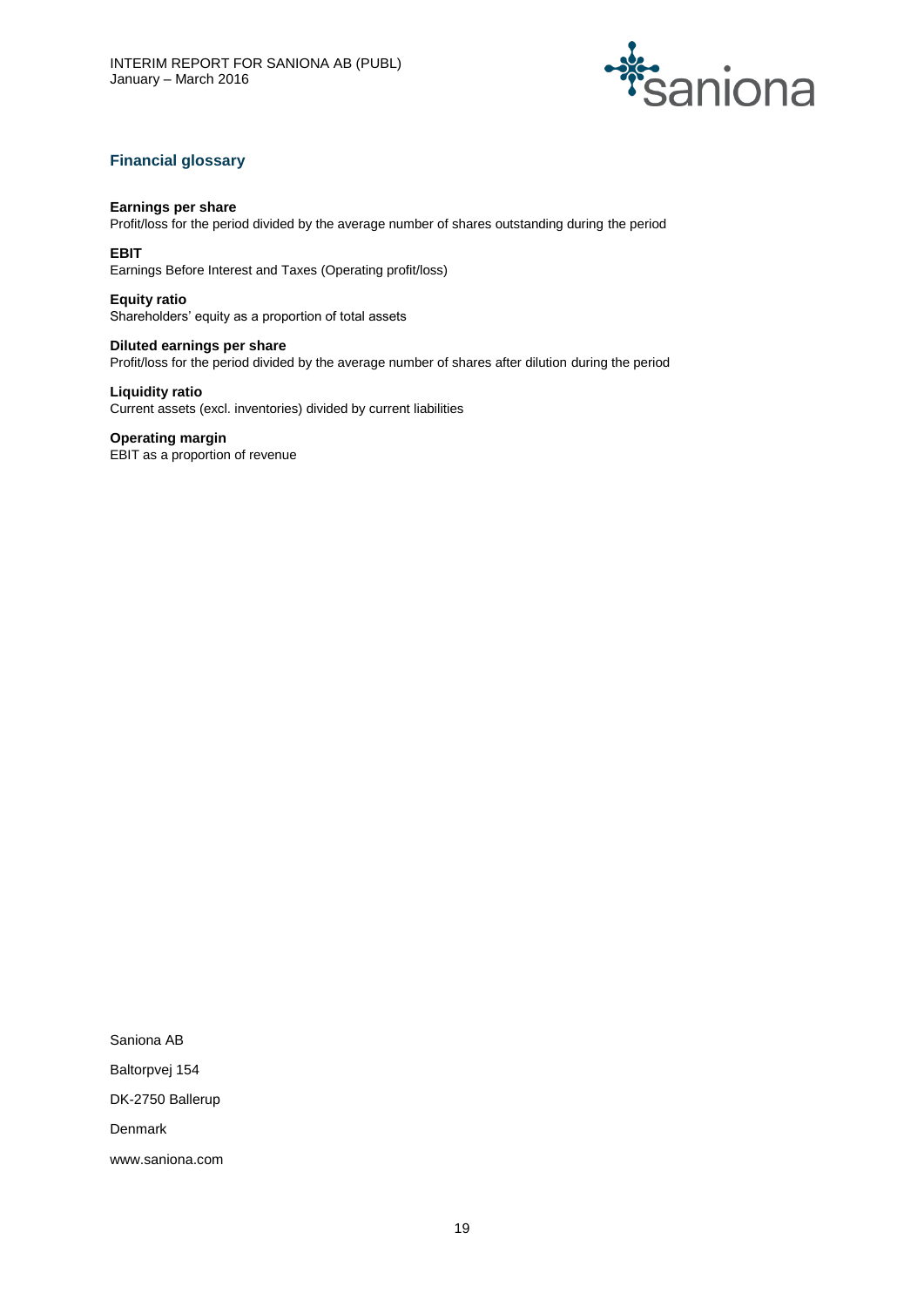## Financial glossary

**Earnings per share**
Profit/loss for the period divided by the average number of shares outstanding during the period

**EBIT**
Earnings Before Interest and Taxes (Operating profit/loss)

**Equity ratio**
Shareholders' equity as a proportion of total assets

**Diluted earnings per share**
Profit/loss for the period divided by the average number of shares after dilution during the period

**Liquidity ratio**
Current assets (excl. inventories) divided by current liabilities

**Operating margin**
EBIT as a proportion of revenue

Saniona AB

Baltorpvej 154

DK-2750 Ballerup

Denmark

www.saniona.com